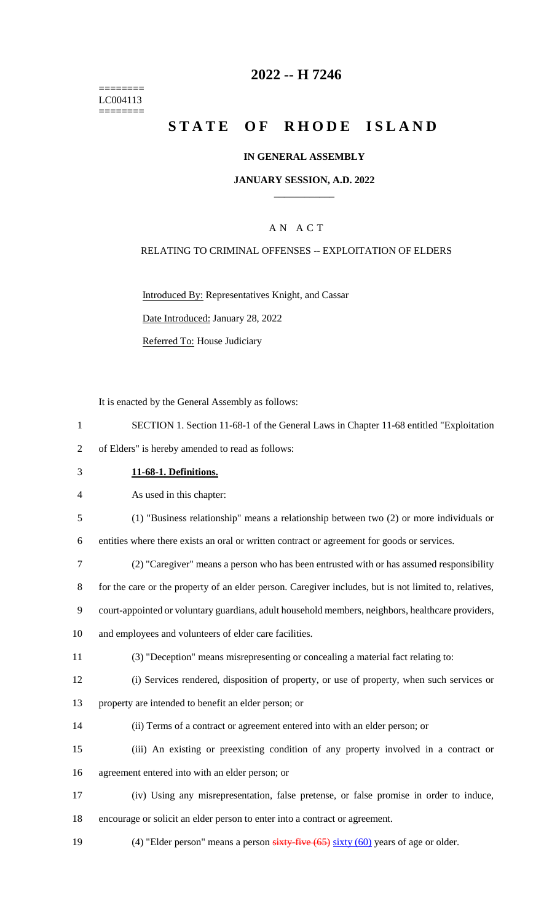========
LC004113
========

# 2022 -- H 7246

# STATE OF RHODE ISLAND

## IN GENERAL ASSEMBLY

### JANUARY SESSION, A.D. 2022

## A N A C T

RELATING TO CRIMINAL OFFENSES -- EXPLOITATION OF ELDERS

Introduced By: Representatives Knight, and Cassar

Date Introduced: January 28, 2022

Referred To: House Judiciary

It is enacted by the General Assembly as follows:

1 SECTION 1. Section 11-68-1 of the General Laws in Chapter 11-68 entitled "Exploitation
2 of Elders" is hereby amended to read as follows:

3 **11-68-1. Definitions.**

4 As used in this chapter:

5 (1) "Business relationship" means a relationship between two (2) or more individuals or
6 entities where there exists an oral or written contract or agreement for goods or services.

7 (2) "Caregiver" means a person who has been entrusted with or has assumed responsibility
8 for the care or the property of an elder person. Caregiver includes, but is not limited to, relatives,
9 court-appointed or voluntary guardians, adult household members, neighbors, healthcare providers,
10 and employees and volunteers of elder care facilities.

11 (3) "Deception" means misrepresenting or concealing a material fact relating to:

12 (i) Services rendered, disposition of property, or use of property, when such services or
13 property are intended to benefit an elder person; or

14 (ii) Terms of a contract or agreement entered into with an elder person; or

15 (iii) An existing or preexisting condition of any property involved in a contract or
16 agreement entered into with an elder person; or

17 (iv) Using any misrepresentation, false pretense, or false promise in order to induce,
18 encourage or solicit an elder person to enter into a contract or agreement.

19 (4) "Elder person" means a person ~~sixty-five (65)~~ sixty (60) years of age or older.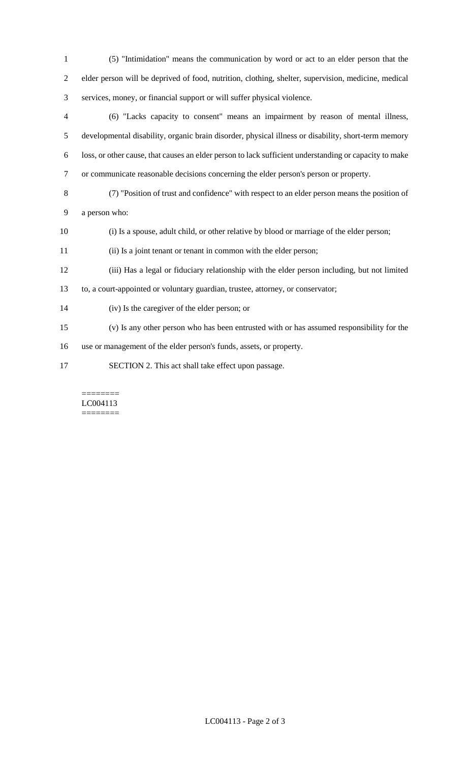(5) "Intimidation" means the communication by word or act to an elder person that the elder person will be deprived of food, nutrition, clothing, shelter, supervision, medicine, medical services, money, or financial support or will suffer physical violence.

(6) "Lacks capacity to consent" means an impairment by reason of mental illness, developmental disability, organic brain disorder, physical illness or disability, short-term memory loss, or other cause, that causes an elder person to lack sufficient understanding or capacity to make or communicate reasonable decisions concerning the elder person's person or property.

(7) "Position of trust and confidence" with respect to an elder person means the position of a person who:

(i) Is a spouse, adult child, or other relative by blood or marriage of the elder person;

(ii) Is a joint tenant or tenant in common with the elder person;

(iii) Has a legal or fiduciary relationship with the elder person including, but not limited to, a court-appointed or voluntary guardian, trustee, attorney, or conservator;

(iv) Is the caregiver of the elder person; or

(v) Is any other person who has been entrusted with or has assumed responsibility for the use or management of the elder person's funds, assets, or property.

SECTION 2. This act shall take effect upon passage.

========
LC004113
========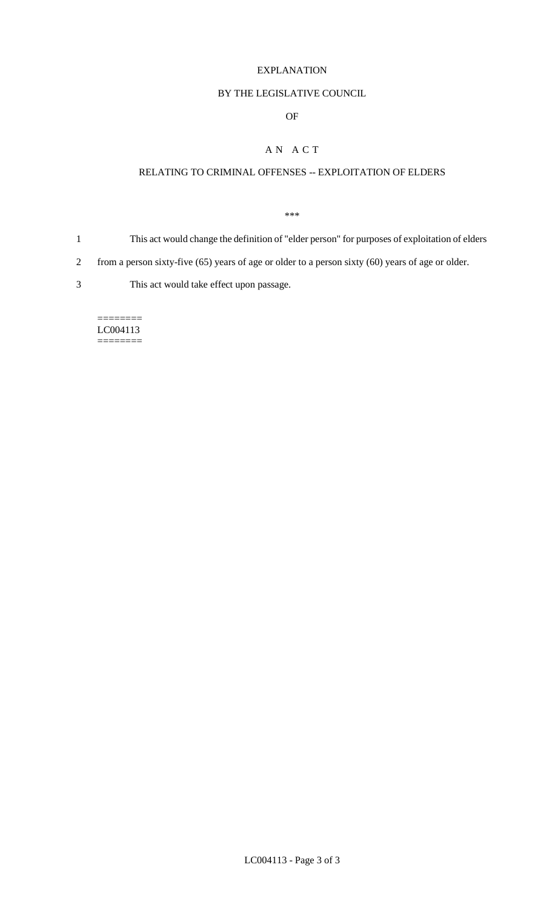EXPLANATION

BY THE LEGISLATIVE COUNCIL

OF

A N A C T

RELATING TO CRIMINAL OFFENSES -- EXPLOITATION OF ELDERS

\*\*\*

1 This act would change the definition of "elder person" for purposes of exploitation of elders

2 from a person sixty-five (65) years of age or older to a person sixty (60) years of age or older.

3 This act would take effect upon passage.

========
LC004113
========